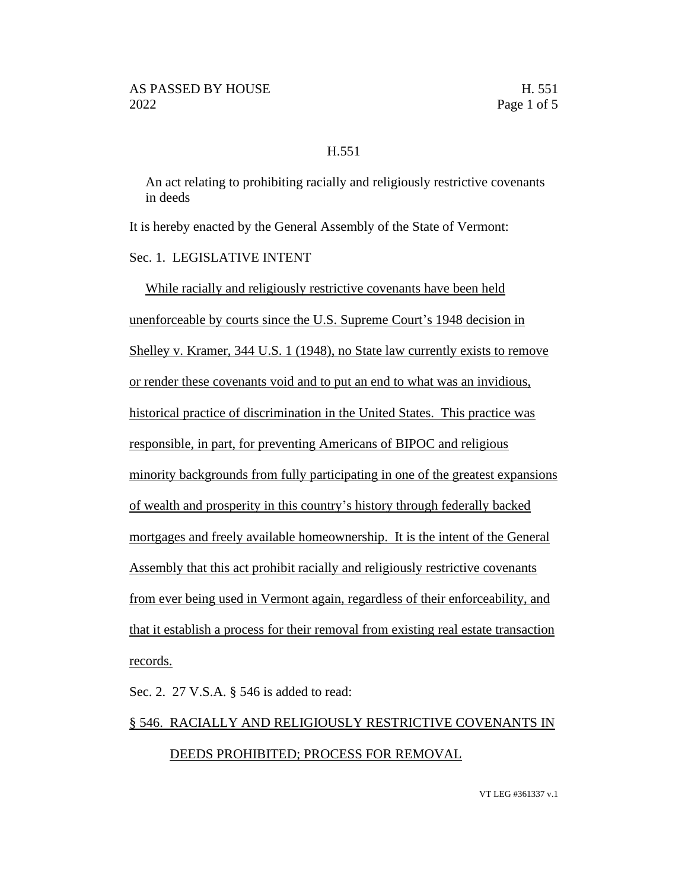H.551

An act relating to prohibiting racially and religiously restrictive covenants in deeds

It is hereby enacted by the General Assembly of the State of Vermont:

Sec. 1. LEGISLATIVE INTENT

While racially and religiously restrictive covenants have been held unenforceable by courts since the U.S. Supreme Court's 1948 decision in Shelley v. Kramer, 344 U.S. 1 (1948), no State law currently exists to remove or render these covenants void and to put an end to what was an invidious, historical practice of discrimination in the United States. This practice was responsible, in part, for preventing Americans of BIPOC and religious minority backgrounds from fully participating in one of the greatest expansions of wealth and prosperity in this country's history through federally backed mortgages and freely available homeownership. It is the intent of the General Assembly that this act prohibit racially and religiously restrictive covenants from ever being used in Vermont again, regardless of their enforceability, and that it establish a process for their removal from existing real estate transaction records.

Sec. 2. 27 V.S.A. § 546 is added to read:

§ 546. RACIALLY AND RELIGIOUSLY RESTRICTIVE COVENANTS IN DEEDS PROHIBITED; PROCESS FOR REMOVAL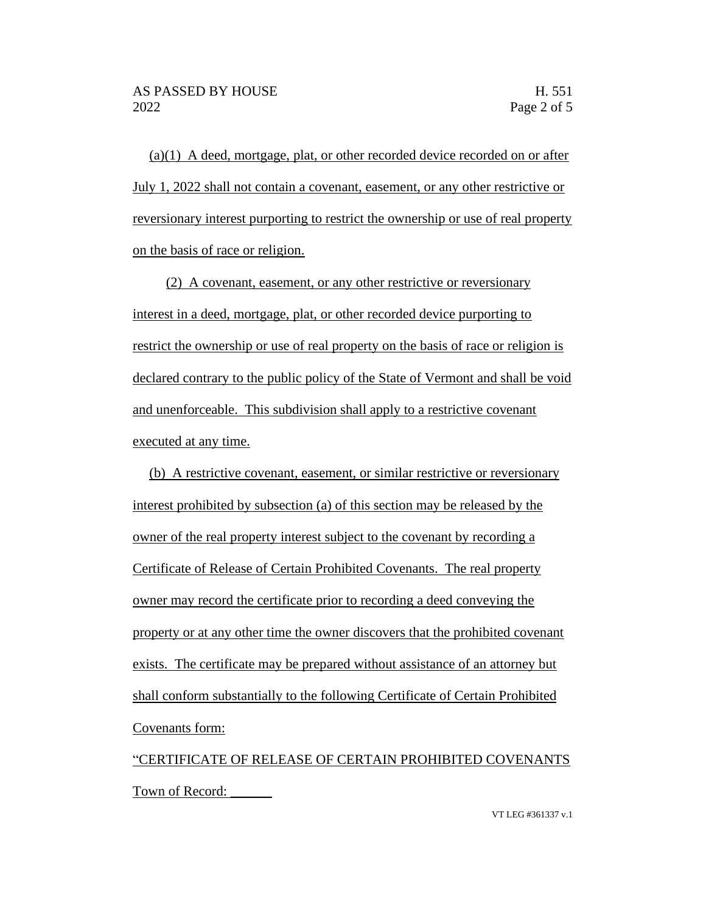(a)(1) A deed, mortgage, plat, or other recorded device recorded on or after July 1, 2022 shall not contain a covenant, easement, or any other restrictive or reversionary interest purporting to restrict the ownership or use of real property on the basis of race or religion.

(2) A covenant, easement, or any other restrictive or reversionary interest in a deed, mortgage, plat, or other recorded device purporting to restrict the ownership or use of real property on the basis of race or religion is declared contrary to the public policy of the State of Vermont and shall be void and unenforceable. This subdivision shall apply to a restrictive covenant executed at any time.

(b) A restrictive covenant, easement, or similar restrictive or reversionary interest prohibited by subsection (a) of this section may be released by the owner of the real property interest subject to the covenant by recording a Certificate of Release of Certain Prohibited Covenants. The real property owner may record the certificate prior to recording a deed conveying the property or at any other time the owner discovers that the prohibited covenant exists. The certificate may be prepared without assistance of an attorney but shall conform substantially to the following Certificate of Certain Prohibited Covenants form:

"CERTIFICATE OF RELEASE OF CERTAIN PROHIBITED COVENANTS

Town of Record: ______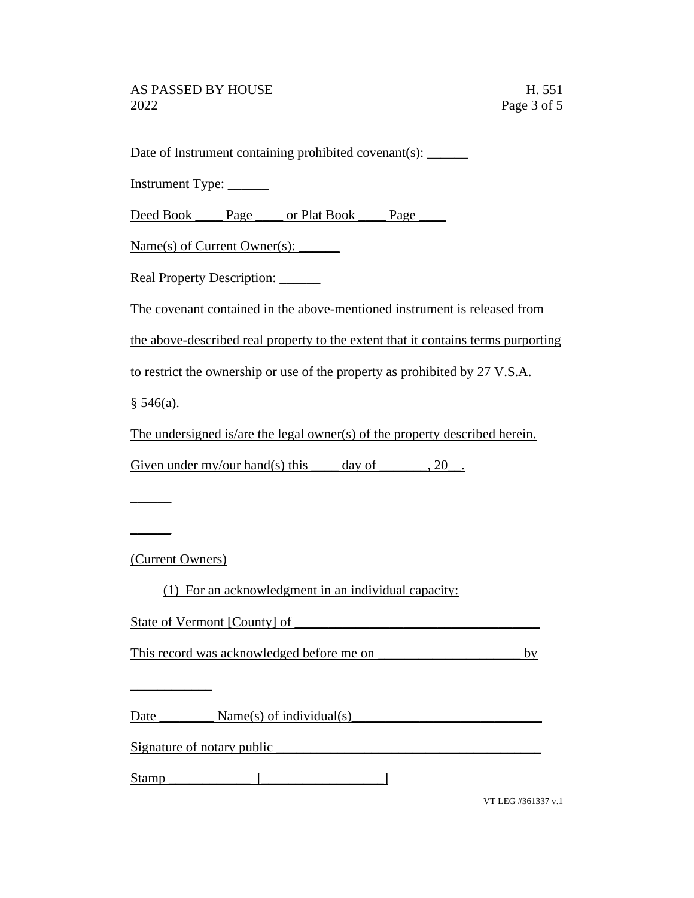Date of Instrument containing prohibited covenant(s): ______

Instrument Type: ______

Deed Book ____ Page ____ or Plat Book ____ Page ____

Name(s) of Current Owner(s): ______

Real Property Description: ______

The covenant contained in the above-mentioned instrument is released from the above-described real property to the extent that it contains terms purporting to restrict the ownership or use of the property as prohibited by 27 V.S.A. § 546(a).

The undersigned is/are the legal owner(s) of the property described herein.

Given under my/our hand(s) this ____ day of _______, 20__.

______

______

(Current Owners)

(1) For an acknowledgment in an individual capacity:

State of Vermont [County] of ____________________________________

This record was acknowledged before me on _____________________ by

____________

Date ________ Name(s) of individual(s)___________________________

Signature of notary public _______________________________________

Stamp ____________ [_________________]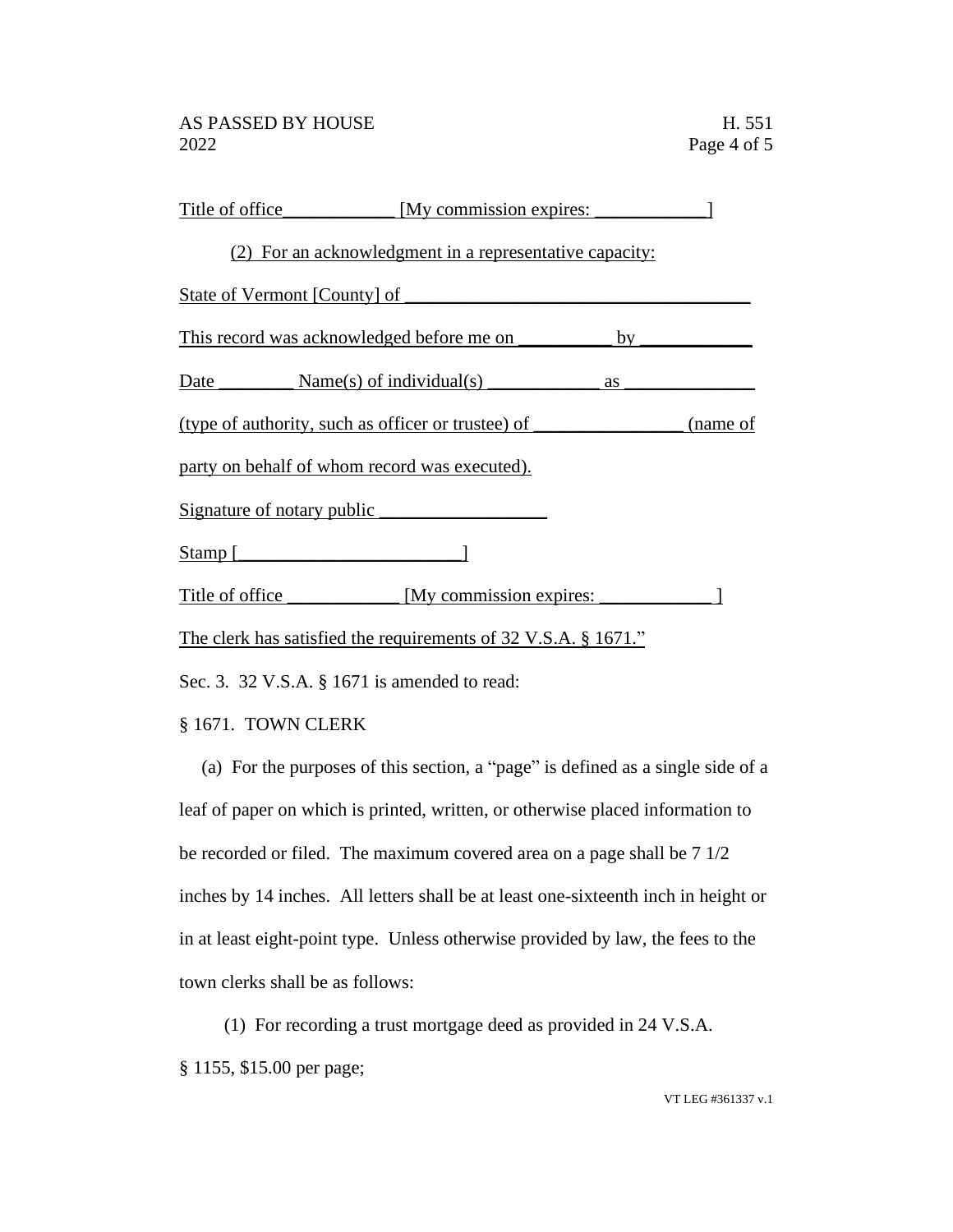Title of office____________ [My commission expires: ____________]

(2) For an acknowledgment in a representative capacity:

State of Vermont [County] of ______________________________________

This record was acknowledged before me on __________ by ____________

Date ________ Name(s) of individual(s) ____________ as ______________

(type of authority, such as officer or trustee) of ________________ (name of party on behalf of whom record was executed).

Signature of notary public __________________

Stamp [________________________]

Title of office ____________ [My commission expires: ____________ ]

The clerk has satisfied the requirements of 32 V.S.A. § 1671."

Sec. 3. 32 V.S.A. § 1671 is amended to read:

§ 1671. TOWN CLERK

(a) For the purposes of this section, a "page" is defined as a single side of a leaf of paper on which is printed, written, or otherwise placed information to be recorded or filed. The maximum covered area on a page shall be 7 1/2 inches by 14 inches. All letters shall be at least one-sixteenth inch in height or in at least eight-point type. Unless otherwise provided by law, the fees to the town clerks shall be as follows:

(1) For recording a trust mortgage deed as provided in 24 V.S.A. § 1155, $15.00 per page;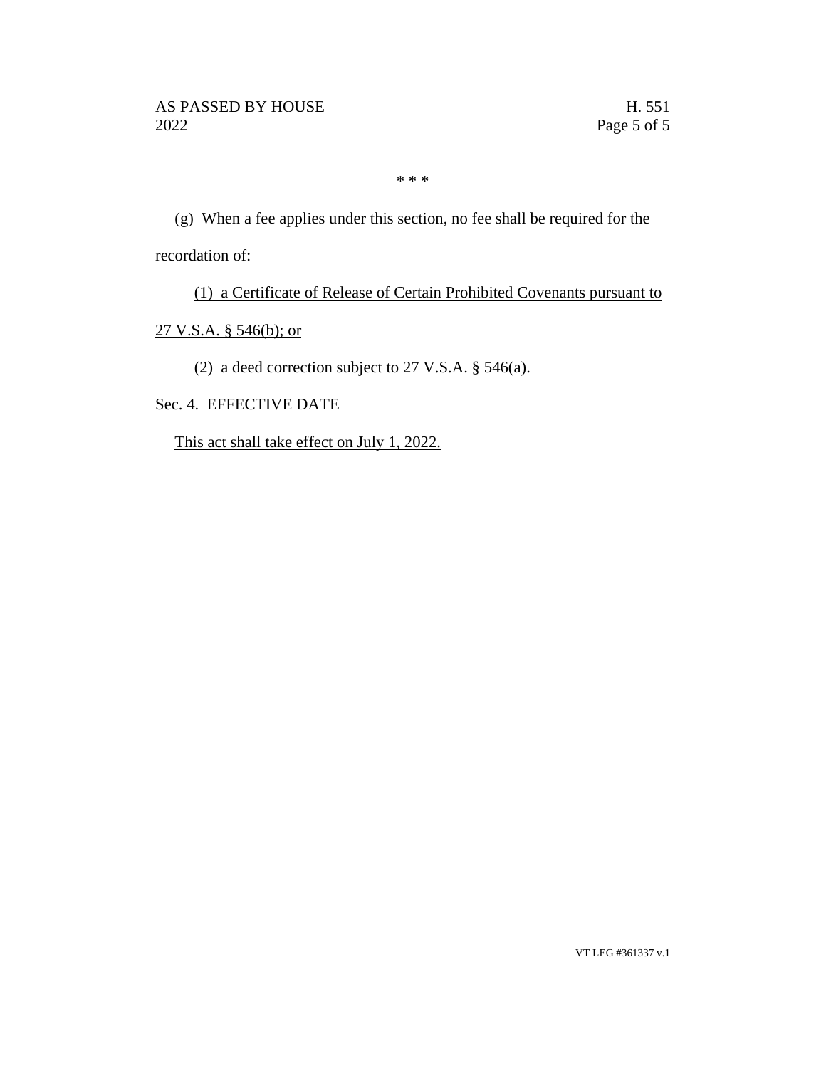* * *

(g) When a fee applies under this section, no fee shall be required for the recordation of:

(1) a Certificate of Release of Certain Prohibited Covenants pursuant to 27 V.S.A. § 546(b); or

(2) a deed correction subject to 27 V.S.A. § 546(a).

Sec. 4. EFFECTIVE DATE

This act shall take effect on July 1, 2022.